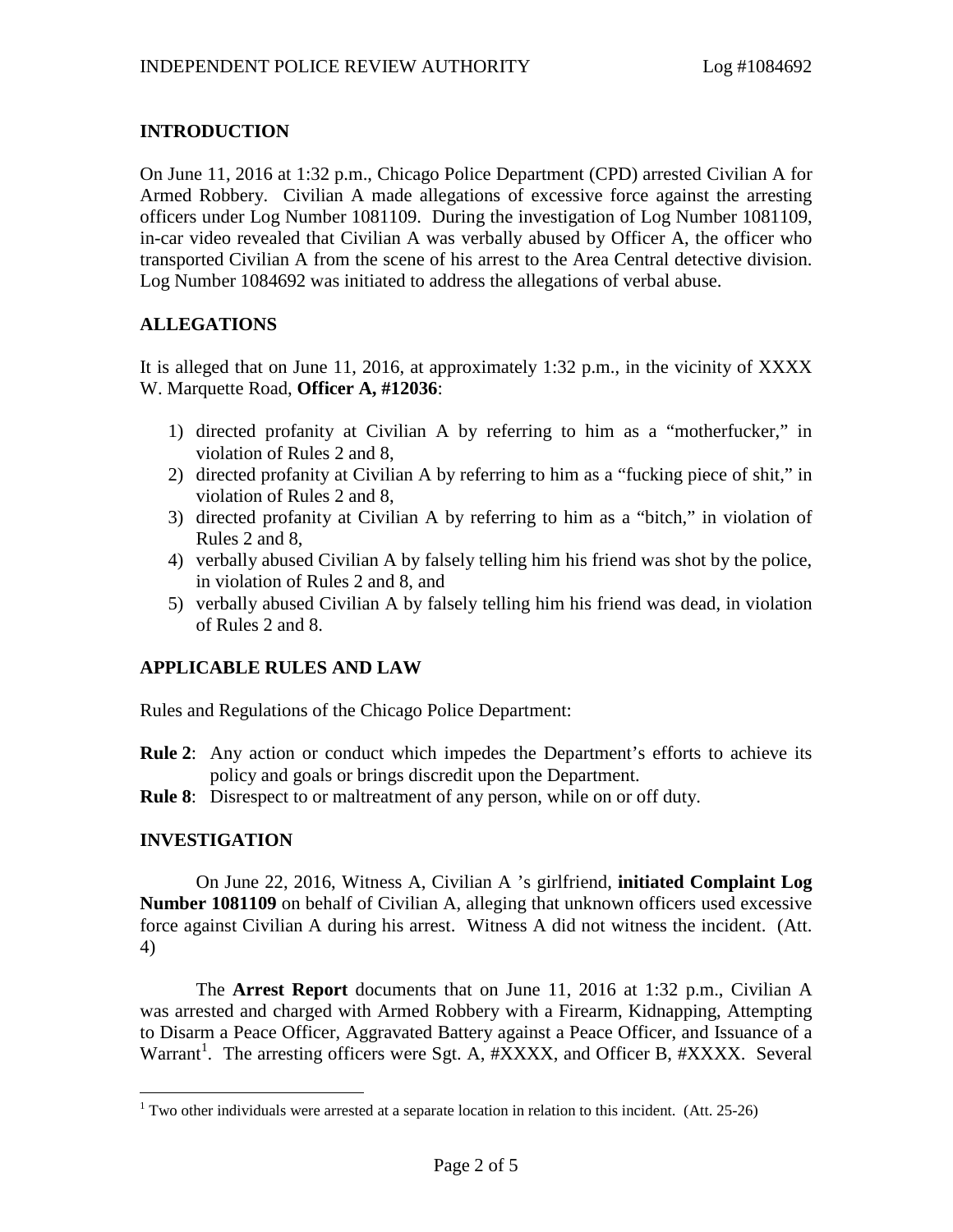## INTRODUCTION

On June 11, 2016 at 1:32 p.m., Chicago Police Department (CPD) arrested Civilian A for Armed Robbery. Civilian A made allegations of excessive force against the arresting officers under Log Number 1081109. During the investigation of Log Number 1081109, in-car video revealed that Civilian A was verbally abused by Officer A, the officer who transported Civilian A from the scene of his arrest to the Area Central detective division. Log Number 1084692 was initiated to address the allegations of verbal abuse.

## ALLEGATIONS

It is alleged that on June 11, 2016, at approximately 1:32 p.m., in the vicinity of XXXX W. Marquette Road, **Officer A, #12036**:

1) directed profanity at Civilian A by referring to him as a "motherfucker," in violation of Rules 2 and 8,
2) directed profanity at Civilian A by referring to him as a "fucking piece of shit," in violation of Rules 2 and 8,
3) directed profanity at Civilian A by referring to him as a "bitch," in violation of Rules 2 and 8,
4) verbally abused Civilian A by falsely telling him his friend was shot by the police, in violation of Rules 2 and 8, and
5) verbally abused Civilian A by falsely telling him his friend was dead, in violation of Rules 2 and 8.

## APPLICABLE RULES AND LAW

Rules and Regulations of the Chicago Police Department:

**Rule 2**: Any action or conduct which impedes the Department's efforts to achieve its policy and goals or brings discredit upon the Department.

**Rule 8**: Disrespect to or maltreatment of any person, while on or off duty.

## INVESTIGATION

On June 22, 2016, Witness A, Civilian A 's girlfriend, **initiated Complaint Log Number 1081109** on behalf of Civilian A, alleging that unknown officers used excessive force against Civilian A during his arrest. Witness A did not witness the incident. (Att. 4)

The **Arrest Report** documents that on June 11, 2016 at 1:32 p.m., Civilian A was arrested and charged with Armed Robbery with a Firearm, Kidnapping, Attempting to Disarm a Peace Officer, Aggravated Battery against a Peace Officer, and Issuance of a Warrant[1]. The arresting officers were Sgt. A, #XXXX, and Officer B, #XXXX. Several

[1] Two other individuals were arrested at a separate location in relation to this incident. (Att. 25-26)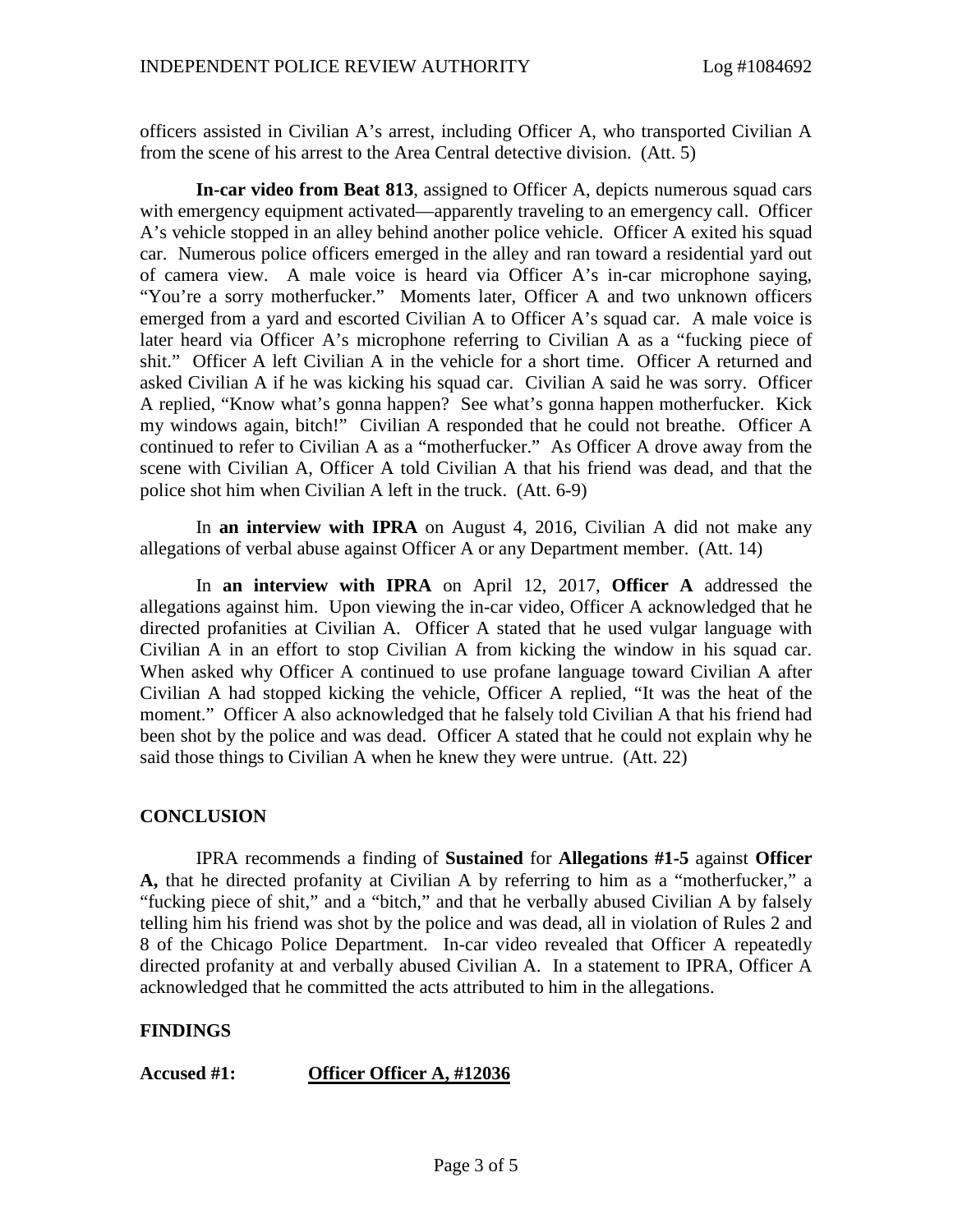officers assisted in Civilian A's arrest, including Officer A, who transported Civilian A from the scene of his arrest to the Area Central detective division. (Att. 5)

**In-car video from Beat 813**, assigned to Officer A, depicts numerous squad cars with emergency equipment activated—apparently traveling to an emergency call. Officer A's vehicle stopped in an alley behind another police vehicle. Officer A exited his squad car. Numerous police officers emerged in the alley and ran toward a residential yard out of camera view. A male voice is heard via Officer A's in-car microphone saying, "You're a sorry motherfucker." Moments later, Officer A and two unknown officers emerged from a yard and escorted Civilian A to Officer A's squad car. A male voice is later heard via Officer A's microphone referring to Civilian A as a "fucking piece of shit." Officer A left Civilian A in the vehicle for a short time. Officer A returned and asked Civilian A if he was kicking his squad car. Civilian A said he was sorry. Officer A replied, "Know what's gonna happen? See what's gonna happen motherfucker. Kick my windows again, bitch!" Civilian A responded that he could not breathe. Officer A continued to refer to Civilian A as a "motherfucker." As Officer A drove away from the scene with Civilian A, Officer A told Civilian A that his friend was dead, and that the police shot him when Civilian A left in the truck. (Att. 6-9)

In **an interview with IPRA** on August 4, 2016, Civilian A did not make any allegations of verbal abuse against Officer A or any Department member. (Att. 14)

In **an interview with IPRA** on April 12, 2017, **Officer A** addressed the allegations against him. Upon viewing the in-car video, Officer A acknowledged that he directed profanities at Civilian A. Officer A stated that he used vulgar language with Civilian A in an effort to stop Civilian A from kicking the window in his squad car. When asked why Officer A continued to use profane language toward Civilian A after Civilian A had stopped kicking the vehicle, Officer A replied, "It was the heat of the moment." Officer A also acknowledged that he falsely told Civilian A that his friend had been shot by the police and was dead. Officer A stated that he could not explain why he said those things to Civilian A when he knew they were untrue. (Att. 22)

## CONCLUSION

IPRA recommends a finding of **Sustained** for **Allegations #1-5** against **Officer A,** that he directed profanity at Civilian A by referring to him as a "motherfucker," a "fucking piece of shit," and a "bitch," and that he verbally abused Civilian A by falsely telling him his friend was shot by the police and was dead, all in violation of Rules 2 and 8 of the Chicago Police Department. In-car video revealed that Officer A repeatedly directed profanity at and verbally abused Civilian A. In a statement to IPRA, Officer A acknowledged that he committed the acts attributed to him in the allegations.

## FINDINGS

**Accused #1:** **Officer Officer A, #12036**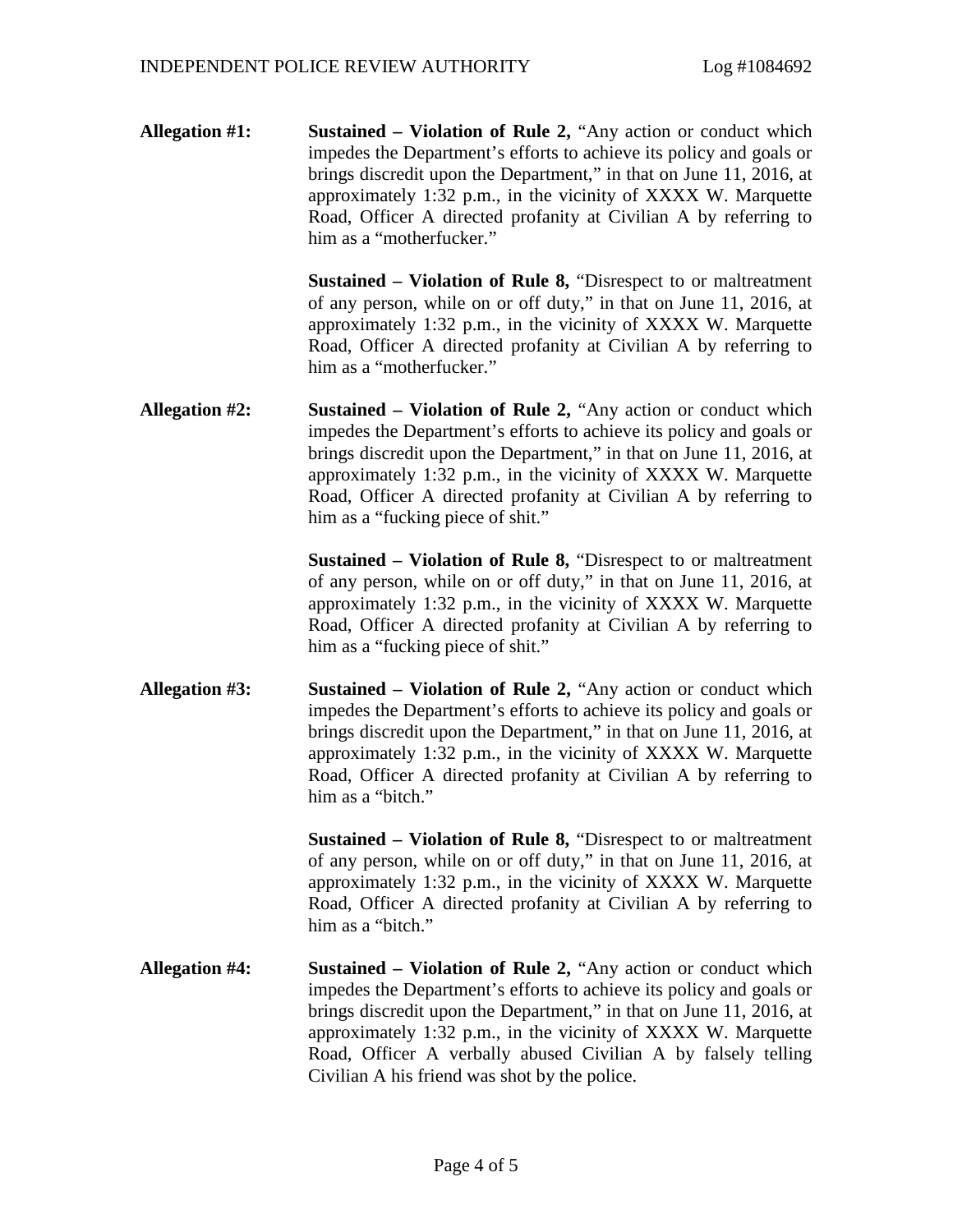**Allegation #1:** **Sustained – Violation of Rule 2,** "Any action or conduct which impedes the Department's efforts to achieve its policy and goals or brings discredit upon the Department," in that on June 11, 2016, at approximately 1:32 p.m., in the vicinity of XXXX W. Marquette Road, Officer A directed profanity at Civilian A by referring to him as a "motherfucker."

**Sustained – Violation of Rule 8,** "Disrespect to or maltreatment of any person, while on or off duty," in that on June 11, 2016, at approximately 1:32 p.m., in the vicinity of XXXX W. Marquette Road, Officer A directed profanity at Civilian A by referring to him as a "motherfucker."

**Allegation #2:** **Sustained – Violation of Rule 2,** "Any action or conduct which impedes the Department's efforts to achieve its policy and goals or brings discredit upon the Department," in that on June 11, 2016, at approximately 1:32 p.m., in the vicinity of XXXX W. Marquette Road, Officer A directed profanity at Civilian A by referring to him as a "fucking piece of shit."

**Sustained – Violation of Rule 8,** "Disrespect to or maltreatment of any person, while on or off duty," in that on June 11, 2016, at approximately 1:32 p.m., in the vicinity of XXXX W. Marquette Road, Officer A directed profanity at Civilian A by referring to him as a "fucking piece of shit."

**Allegation #3:** **Sustained – Violation of Rule 2,** "Any action or conduct which impedes the Department's efforts to achieve its policy and goals or brings discredit upon the Department," in that on June 11, 2016, at approximately 1:32 p.m., in the vicinity of XXXX W. Marquette Road, Officer A directed profanity at Civilian A by referring to him as a "bitch."

**Sustained – Violation of Rule 8,** "Disrespect to or maltreatment of any person, while on or off duty," in that on June 11, 2016, at approximately 1:32 p.m., in the vicinity of XXXX W. Marquette Road, Officer A directed profanity at Civilian A by referring to him as a "bitch."

**Allegation #4:** **Sustained – Violation of Rule 2,** "Any action or conduct which impedes the Department's efforts to achieve its policy and goals or brings discredit upon the Department," in that on June 11, 2016, at approximately 1:32 p.m., in the vicinity of XXXX W. Marquette Road, Officer A verbally abused Civilian A by falsely telling Civilian A his friend was shot by the police.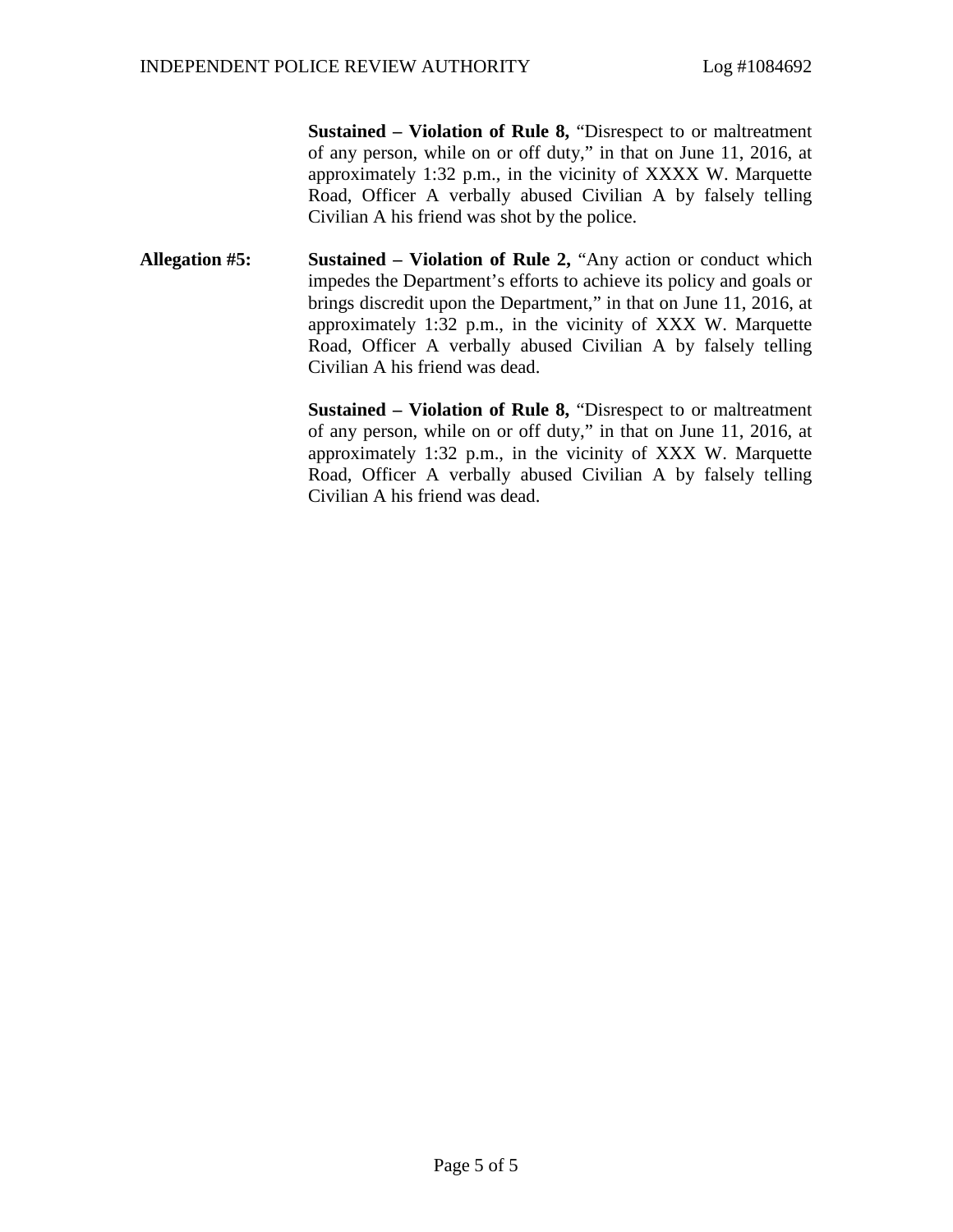**Sustained – Violation of Rule 8,** "Disrespect to or maltreatment of any person, while on or off duty," in that on June 11, 2016, at approximately 1:32 p.m., in the vicinity of XXXX W. Marquette Road, Officer A verbally abused Civilian A by falsely telling Civilian A his friend was shot by the police.

**Allegation #5:** **Sustained – Violation of Rule 2,** "Any action or conduct which impedes the Department's efforts to achieve its policy and goals or brings discredit upon the Department," in that on June 11, 2016, at approximately 1:32 p.m., in the vicinity of XXX W. Marquette Road, Officer A verbally abused Civilian A by falsely telling Civilian A his friend was dead.

**Sustained – Violation of Rule 8,** "Disrespect to or maltreatment of any person, while on or off duty," in that on June 11, 2016, at approximately 1:32 p.m., in the vicinity of XXX W. Marquette Road, Officer A verbally abused Civilian A by falsely telling Civilian A his friend was dead.